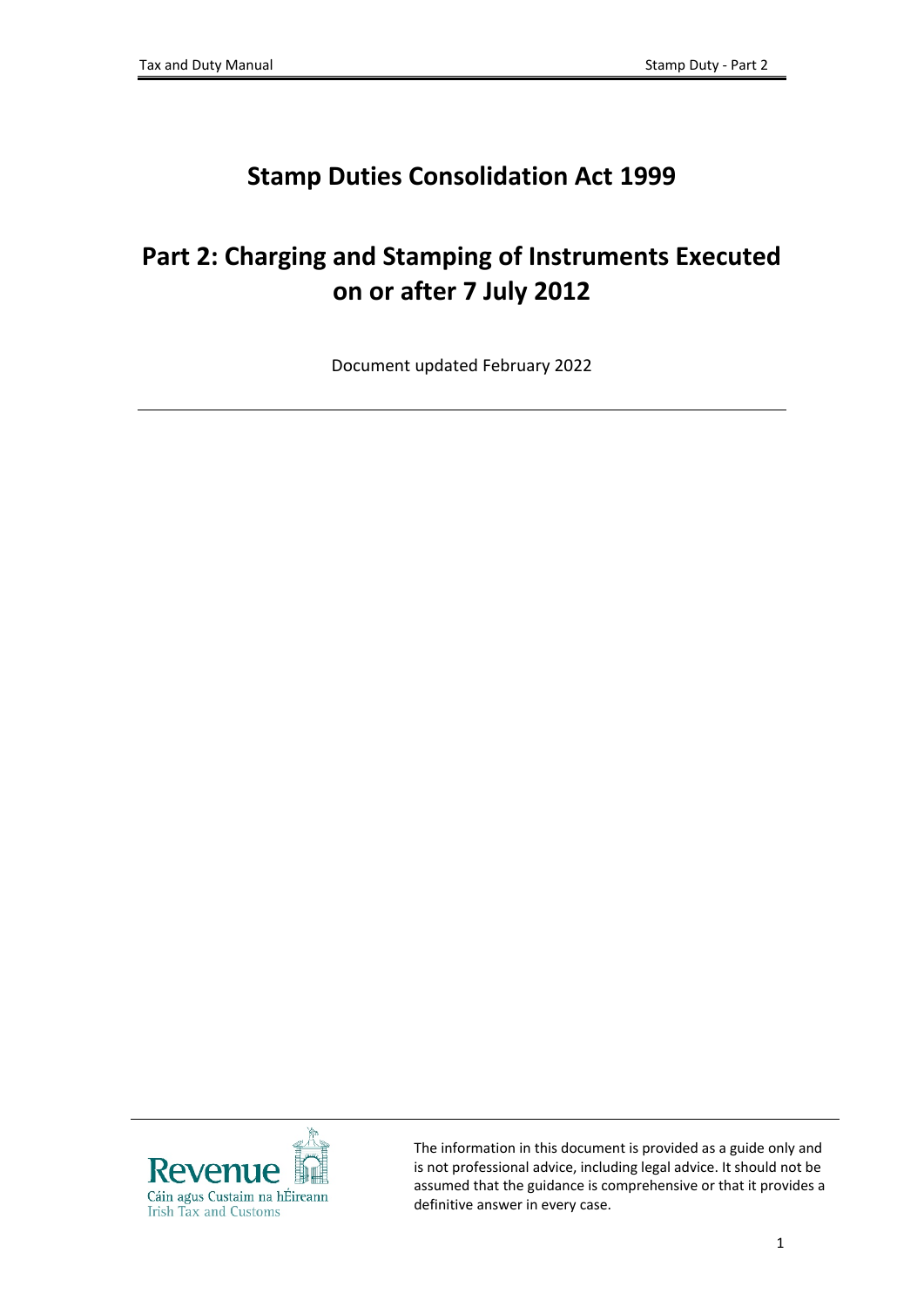# Stamp Duties Consolidation Act 1999

# Part 2: Charging and Stamping of Instruments Executed on or after 7 July 2012

Document updated February 2022

---

Revenue
Cáin agus Custaim na hÉireann
Irish Tax and Customs

The information in this document is provided as a guide only and is not professional advice, including legal advice. It should not be assumed that the guidance is comprehensive or that it provides a definitive answer in every case.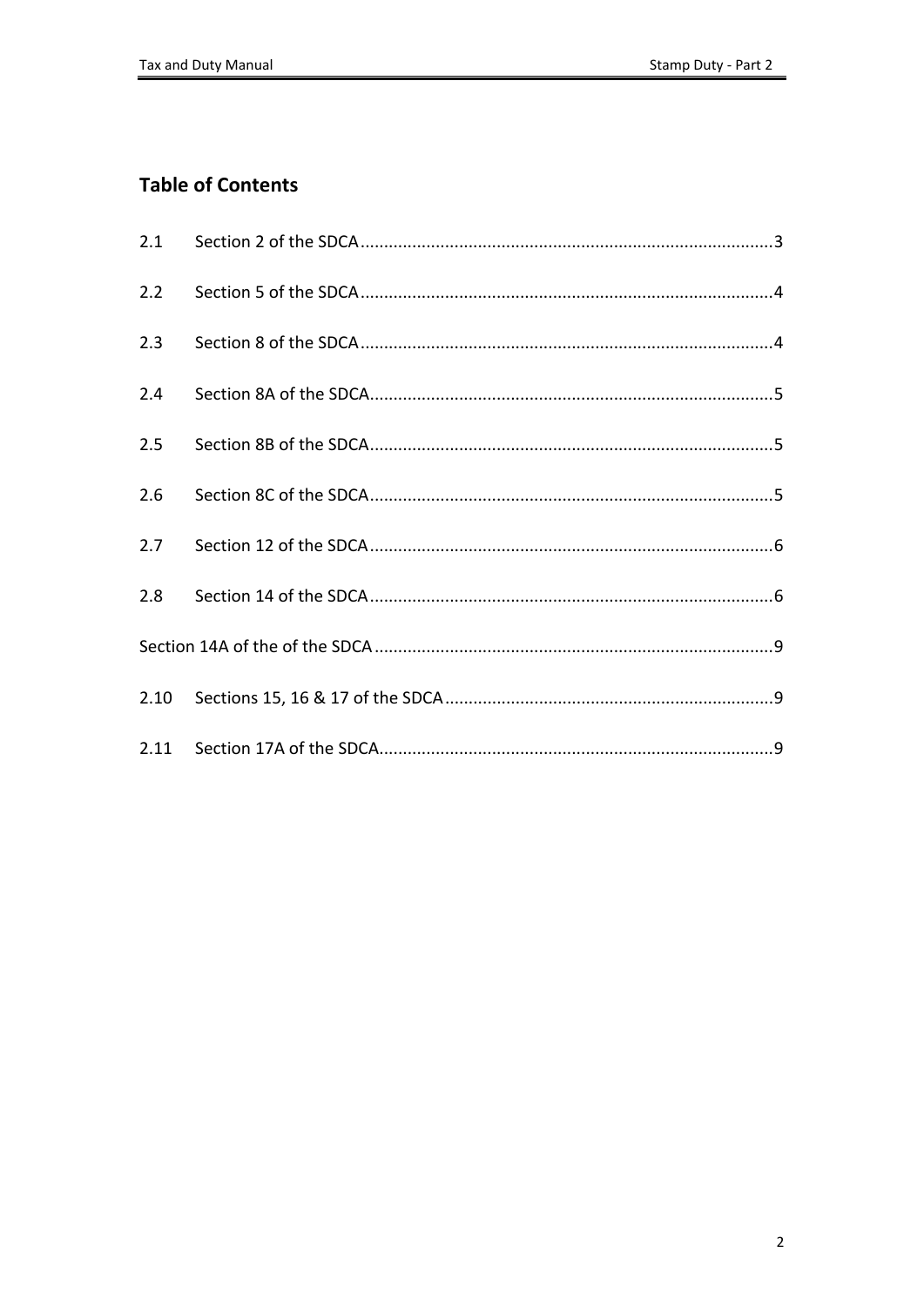## Table of Contents

2.1 Section 2 of the SDCA .......................................................................................3

2.2 Section 5 of the SDCA .......................................................................................4

2.3 Section 8 of the SDCA .......................................................................................4

2.4 Section 8A of the SDCA.....................................................................................5

2.5 Section 8B of the SDCA.....................................................................................5

2.6 Section 8C of the SDCA.....................................................................................5

2.7 Section 12 of the SDCA.....................................................................................6

2.8 Section 14 of the SDCA.....................................................................................6

Section 14A of the of the SDCA ....................................................................................9

2.10 Sections 15, 16 & 17 of the SDCA .....................................................................9

2.11 Section 17A of the SDCA...................................................................................9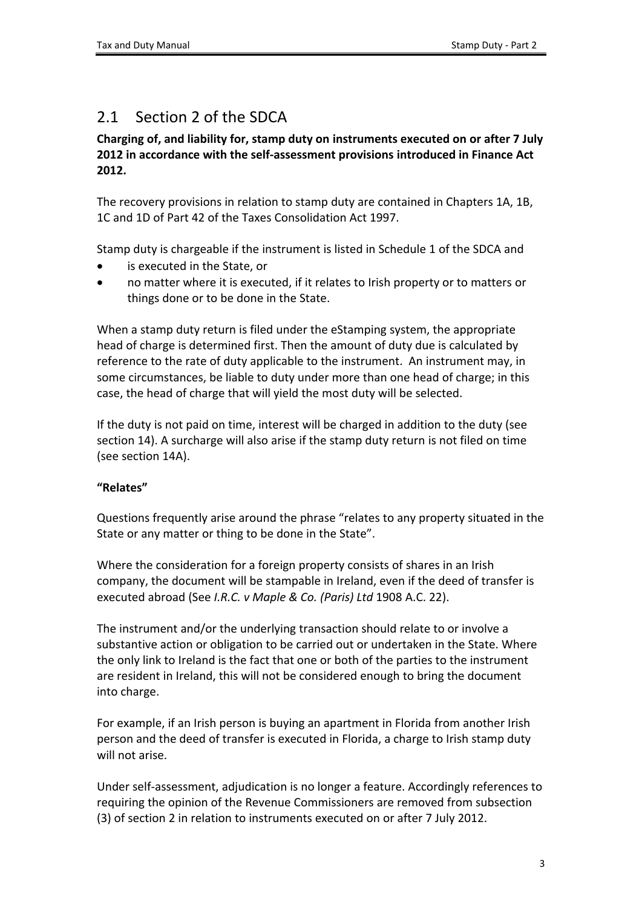## 2.1 Section 2 of the SDCA

**Charging of, and liability for, stamp duty on instruments executed on or after 7 July 2012 in accordance with the self-assessment provisions introduced in Finance Act 2012.**

The recovery provisions in relation to stamp duty are contained in Chapters 1A, 1B, 1C and 1D of Part 42 of the Taxes Consolidation Act 1997.

Stamp duty is chargeable if the instrument is listed in Schedule 1 of the SDCA and

- is executed in the State, or
- no matter where it is executed, if it relates to Irish property or to matters or things done or to be done in the State.

When a stamp duty return is filed under the eStamping system, the appropriate head of charge is determined first. Then the amount of duty due is calculated by reference to the rate of duty applicable to the instrument. An instrument may, in some circumstances, be liable to duty under more than one head of charge; in this case, the head of charge that will yield the most duty will be selected.

If the duty is not paid on time, interest will be charged in addition to the duty (see section 14). A surcharge will also arise if the stamp duty return is not filed on time (see section 14A).

**"Relates"**

Questions frequently arise around the phrase "relates to any property situated in the State or any matter or thing to be done in the State".

Where the consideration for a foreign property consists of shares in an Irish company, the document will be stampable in Ireland, even if the deed of transfer is executed abroad (See *I.R.C. v Maple & Co. (Paris) Ltd* 1908 A.C. 22).

The instrument and/or the underlying transaction should relate to or involve a substantive action or obligation to be carried out or undertaken in the State. Where the only link to Ireland is the fact that one or both of the parties to the instrument are resident in Ireland, this will not be considered enough to bring the document into charge.

For example, if an Irish person is buying an apartment in Florida from another Irish person and the deed of transfer is executed in Florida, a charge to Irish stamp duty will not arise.

Under self-assessment, adjudication is no longer a feature. Accordingly references to requiring the opinion of the Revenue Commissioners are removed from subsection (3) of section 2 in relation to instruments executed on or after 7 July 2012.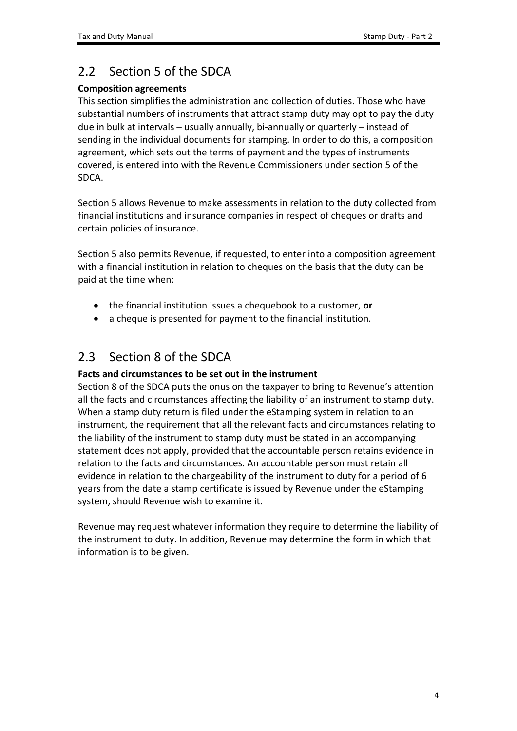## 2.2 Section 5 of the SDCA

**Composition agreements**

This section simplifies the administration and collection of duties. Those who have substantial numbers of instruments that attract stamp duty may opt to pay the duty due in bulk at intervals – usually annually, bi-annually or quarterly – instead of sending in the individual documents for stamping. In order to do this, a composition agreement, which sets out the terms of payment and the types of instruments covered, is entered into with the Revenue Commissioners under section 5 of the SDCA.

Section 5 allows Revenue to make assessments in relation to the duty collected from financial institutions and insurance companies in respect of cheques or drafts and certain policies of insurance.

Section 5 also permits Revenue, if requested, to enter into a composition agreement with a financial institution in relation to cheques on the basis that the duty can be paid at the time when:

- the financial institution issues a chequebook to a customer, **or**
- a cheque is presented for payment to the financial institution.

## 2.3 Section 8 of the SDCA

**Facts and circumstances to be set out in the instrument**

Section 8 of the SDCA puts the onus on the taxpayer to bring to Revenue's attention all the facts and circumstances affecting the liability of an instrument to stamp duty. When a stamp duty return is filed under the eStamping system in relation to an instrument, the requirement that all the relevant facts and circumstances relating to the liability of the instrument to stamp duty must be stated in an accompanying statement does not apply, provided that the accountable person retains evidence in relation to the facts and circumstances. An accountable person must retain all evidence in relation to the chargeability of the instrument to duty for a period of 6 years from the date a stamp certificate is issued by Revenue under the eStamping system, should Revenue wish to examine it.

Revenue may request whatever information they require to determine the liability of the instrument to duty. In addition, Revenue may determine the form in which that information is to be given.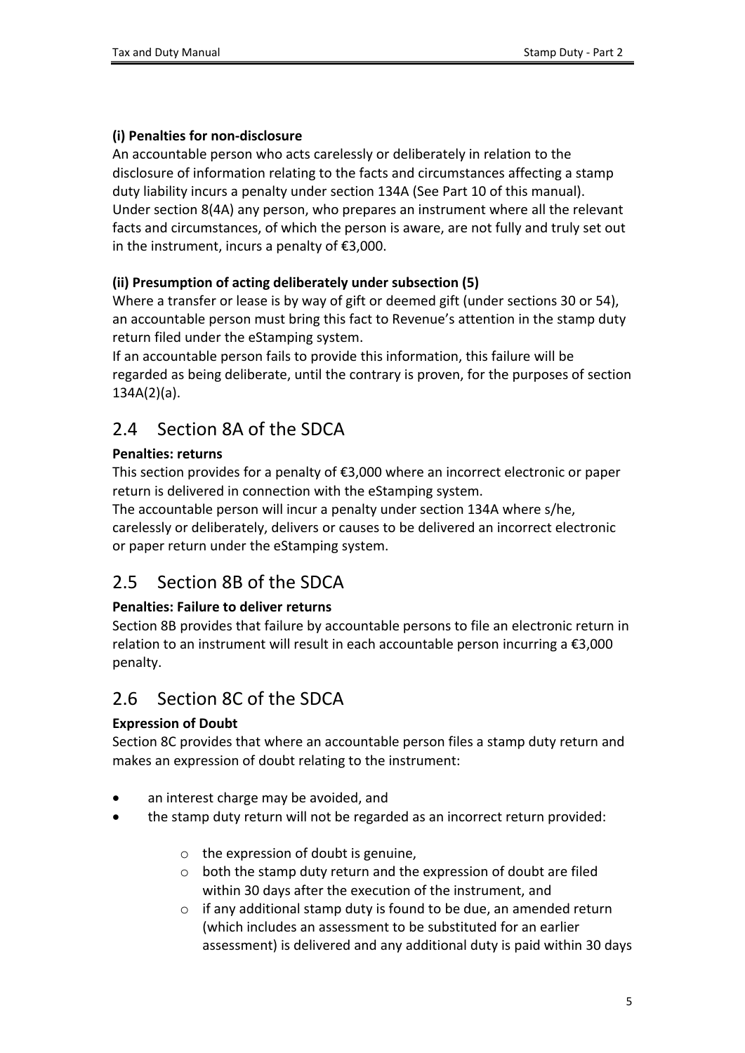**(i) Penalties for non-disclosure**

An accountable person who acts carelessly or deliberately in relation to the disclosure of information relating to the facts and circumstances affecting a stamp duty liability incurs a penalty under section 134A (See Part 10 of this manual). Under section 8(4A) any person, who prepares an instrument where all the relevant facts and circumstances, of which the person is aware, are not fully and truly set out in the instrument, incurs a penalty of €3,000.

**(ii) Presumption of acting deliberately under subsection (5)**

Where a transfer or lease is by way of gift or deemed gift (under sections 30 or 54), an accountable person must bring this fact to Revenue's attention in the stamp duty return filed under the eStamping system.

If an accountable person fails to provide this information, this failure will be regarded as being deliberate, until the contrary is proven, for the purposes of section 134A(2)(a).

## 2.4 Section 8A of the SDCA

**Penalties: returns**

This section provides for a penalty of €3,000 where an incorrect electronic or paper return is delivered in connection with the eStamping system.

The accountable person will incur a penalty under section 134A where s/he, carelessly or deliberately, delivers or causes to be delivered an incorrect electronic or paper return under the eStamping system.

## 2.5 Section 8B of the SDCA

**Penalties: Failure to deliver returns**

Section 8B provides that failure by accountable persons to file an electronic return in relation to an instrument will result in each accountable person incurring a €3,000 penalty.

## 2.6 Section 8C of the SDCA

**Expression of Doubt**

Section 8C provides that where an accountable person files a stamp duty return and makes an expression of doubt relating to the instrument:

- an interest charge may be avoided, and
- the stamp duty return will not be regarded as an incorrect return provided:
    - the expression of doubt is genuine,
    - both the stamp duty return and the expression of doubt are filed within 30 days after the execution of the instrument, and
    - if any additional stamp duty is found to be due, an amended return (which includes an assessment to be substituted for an earlier assessment) is delivered and any additional duty is paid within 30 days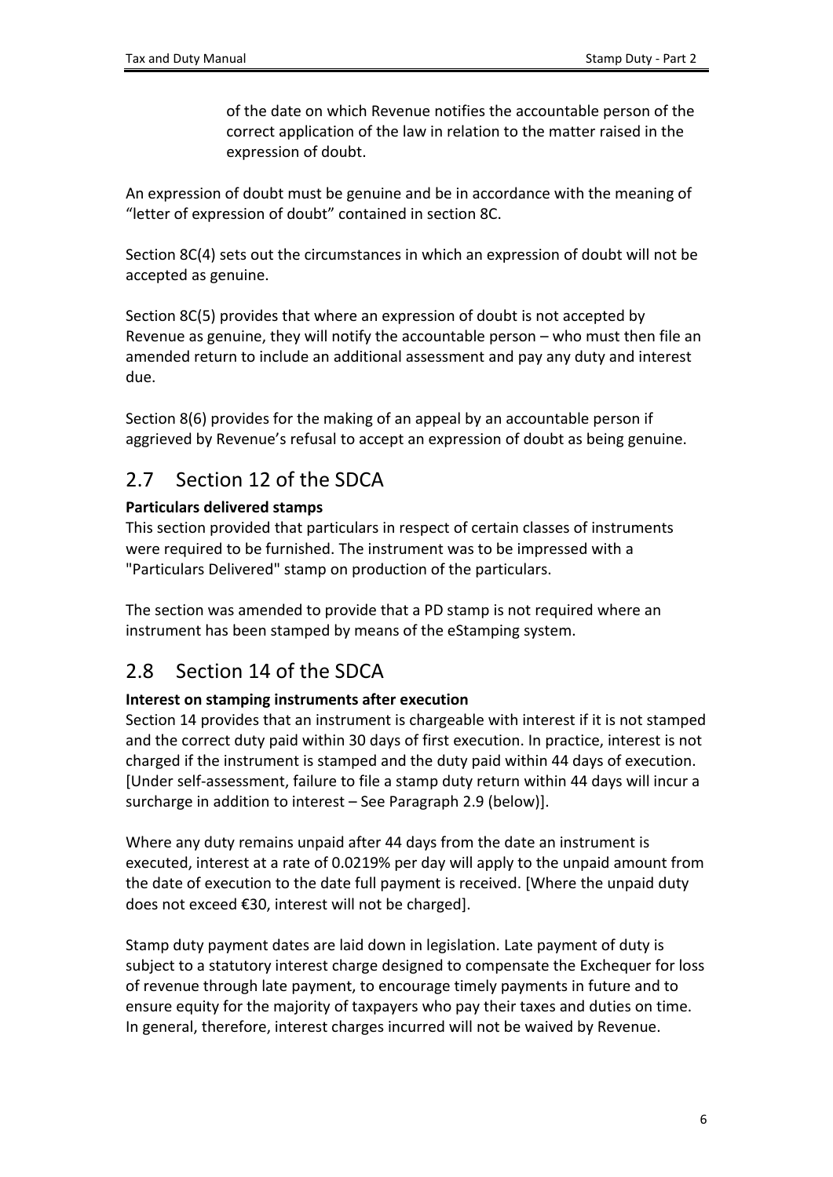of the date on which Revenue notifies the accountable person of the correct application of the law in relation to the matter raised in the expression of doubt.

An expression of doubt must be genuine and be in accordance with the meaning of "letter of expression of doubt" contained in section 8C.

Section 8C(4) sets out the circumstances in which an expression of doubt will not be accepted as genuine.

Section 8C(5) provides that where an expression of doubt is not accepted by Revenue as genuine, they will notify the accountable person – who must then file an amended return to include an additional assessment and pay any duty and interest due.

Section 8(6) provides for the making of an appeal by an accountable person if aggrieved by Revenue's refusal to accept an expression of doubt as being genuine.

## 2.7 Section 12 of the SDCA

**Particulars delivered stamps**

This section provided that particulars in respect of certain classes of instruments were required to be furnished. The instrument was to be impressed with a "Particulars Delivered" stamp on production of the particulars.

The section was amended to provide that a PD stamp is not required where an instrument has been stamped by means of the eStamping system.

## 2.8 Section 14 of the SDCA

**Interest on stamping instruments after execution**

Section 14 provides that an instrument is chargeable with interest if it is not stamped and the correct duty paid within 30 days of first execution. In practice, interest is not charged if the instrument is stamped and the duty paid within 44 days of execution. [Under self-assessment, failure to file a stamp duty return within 44 days will incur a surcharge in addition to interest – See Paragraph 2.9 (below)].

Where any duty remains unpaid after 44 days from the date an instrument is executed, interest at a rate of 0.0219% per day will apply to the unpaid amount from the date of execution to the date full payment is received. [Where the unpaid duty does not exceed €30, interest will not be charged].

Stamp duty payment dates are laid down in legislation. Late payment of duty is subject to a statutory interest charge designed to compensate the Exchequer for loss of revenue through late payment, to encourage timely payments in future and to ensure equity for the majority of taxpayers who pay their taxes and duties on time. In general, therefore, interest charges incurred will not be waived by Revenue.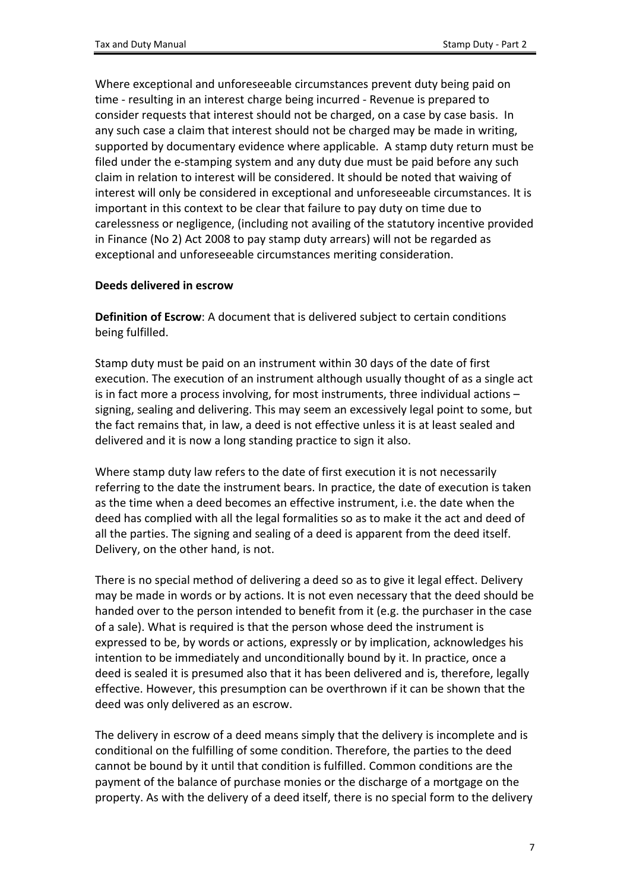Where exceptional and unforeseeable circumstances prevent duty being paid on time - resulting in an interest charge being incurred - Revenue is prepared to consider requests that interest should not be charged, on a case by case basis. In any such case a claim that interest should not be charged may be made in writing, supported by documentary evidence where applicable. A stamp duty return must be filed under the e-stamping system and any duty due must be paid before any such claim in relation to interest will be considered. It should be noted that waiving of interest will only be considered in exceptional and unforeseeable circumstances. It is important in this context to be clear that failure to pay duty on time due to carelessness or negligence, (including not availing of the statutory incentive provided in Finance (No 2) Act 2008 to pay stamp duty arrears) will not be regarded as exceptional and unforeseeable circumstances meriting consideration.

**Deeds delivered in escrow**

**Definition of Escrow**: A document that is delivered subject to certain conditions being fulfilled.

Stamp duty must be paid on an instrument within 30 days of the date of first execution. The execution of an instrument although usually thought of as a single act is in fact more a process involving, for most instruments, three individual actions – signing, sealing and delivering. This may seem an excessively legal point to some, but the fact remains that, in law, a deed is not effective unless it is at least sealed and delivered and it is now a long standing practice to sign it also.

Where stamp duty law refers to the date of first execution it is not necessarily referring to the date the instrument bears. In practice, the date of execution is taken as the time when a deed becomes an effective instrument, i.e. the date when the deed has complied with all the legal formalities so as to make it the act and deed of all the parties. The signing and sealing of a deed is apparent from the deed itself. Delivery, on the other hand, is not.

There is no special method of delivering a deed so as to give it legal effect. Delivery may be made in words or by actions. It is not even necessary that the deed should be handed over to the person intended to benefit from it (e.g. the purchaser in the case of a sale). What is required is that the person whose deed the instrument is expressed to be, by words or actions, expressly or by implication, acknowledges his intention to be immediately and unconditionally bound by it. In practice, once a deed is sealed it is presumed also that it has been delivered and is, therefore, legally effective. However, this presumption can be overthrown if it can be shown that the deed was only delivered as an escrow.

The delivery in escrow of a deed means simply that the delivery is incomplete and is conditional on the fulfilling of some condition. Therefore, the parties to the deed cannot be bound by it until that condition is fulfilled. Common conditions are the payment of the balance of purchase monies or the discharge of a mortgage on the property. As with the delivery of a deed itself, there is no special form to the delivery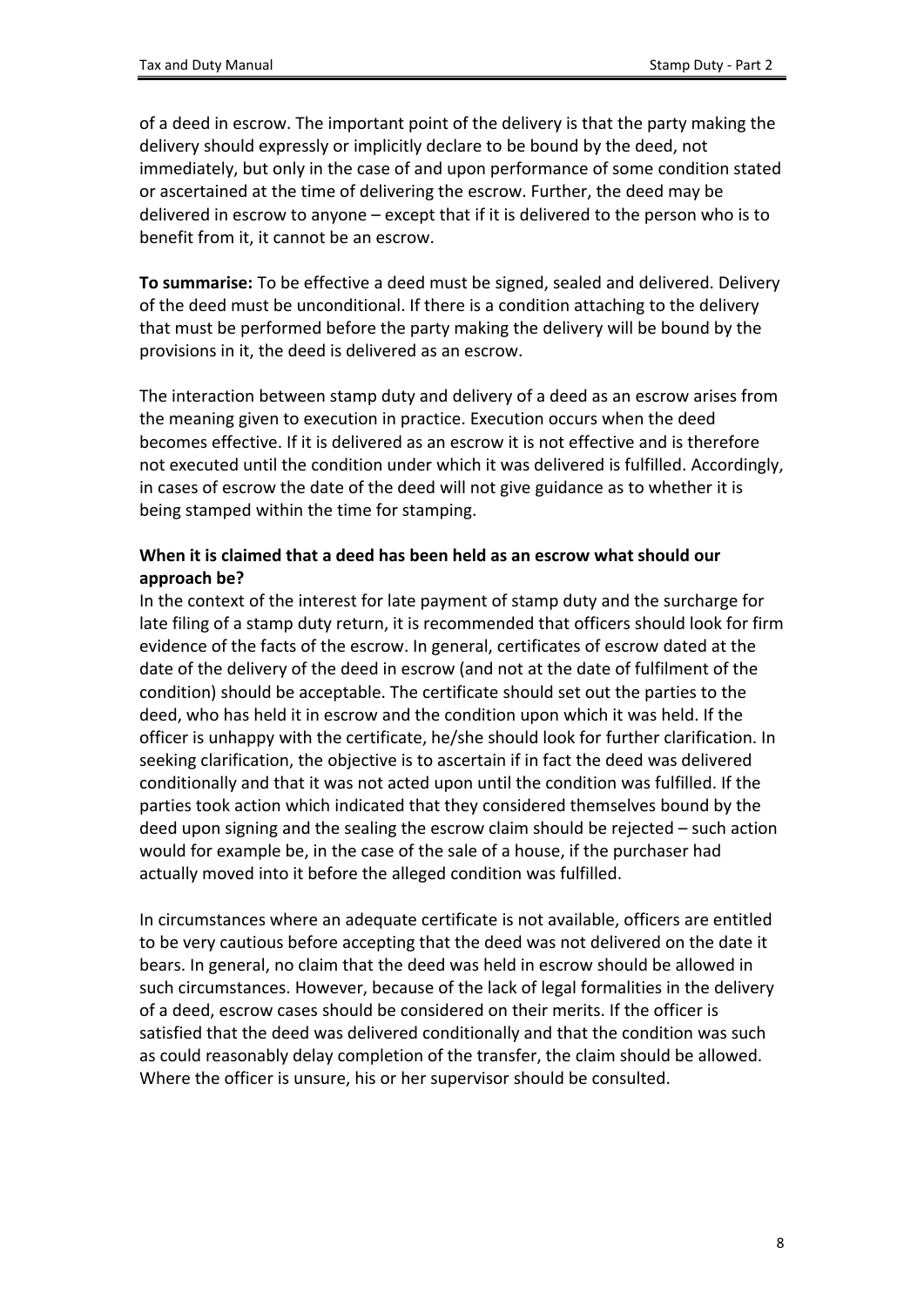of a deed in escrow. The important point of the delivery is that the party making the delivery should expressly or implicitly declare to be bound by the deed, not immediately, but only in the case of and upon performance of some condition stated or ascertained at the time of delivering the escrow. Further, the deed may be delivered in escrow to anyone – except that if it is delivered to the person who is to benefit from it, it cannot be an escrow.

**To summarise:** To be effective a deed must be signed, sealed and delivered. Delivery of the deed must be unconditional. If there is a condition attaching to the delivery that must be performed before the party making the delivery will be bound by the provisions in it, the deed is delivered as an escrow.

The interaction between stamp duty and delivery of a deed as an escrow arises from the meaning given to execution in practice. Execution occurs when the deed becomes effective. If it is delivered as an escrow it is not effective and is therefore not executed until the condition under which it was delivered is fulfilled. Accordingly, in cases of escrow the date of the deed will not give guidance as to whether it is being stamped within the time for stamping.

**When it is claimed that a deed has been held as an escrow what should our approach be?**

In the context of the interest for late payment of stamp duty and the surcharge for late filing of a stamp duty return, it is recommended that officers should look for firm evidence of the facts of the escrow. In general, certificates of escrow dated at the date of the delivery of the deed in escrow (and not at the date of fulfilment of the condition) should be acceptable. The certificate should set out the parties to the deed, who has held it in escrow and the condition upon which it was held. If the officer is unhappy with the certificate, he/she should look for further clarification. In seeking clarification, the objective is to ascertain if in fact the deed was delivered conditionally and that it was not acted upon until the condition was fulfilled. If the parties took action which indicated that they considered themselves bound by the deed upon signing and the sealing the escrow claim should be rejected – such action would for example be, in the case of the sale of a house, if the purchaser had actually moved into it before the alleged condition was fulfilled.

In circumstances where an adequate certificate is not available, officers are entitled to be very cautious before accepting that the deed was not delivered on the date it bears. In general, no claim that the deed was held in escrow should be allowed in such circumstances. However, because of the lack of legal formalities in the delivery of a deed, escrow cases should be considered on their merits. If the officer is satisfied that the deed was delivered conditionally and that the condition was such as could reasonably delay completion of the transfer, the claim should be allowed. Where the officer is unsure, his or her supervisor should be consulted.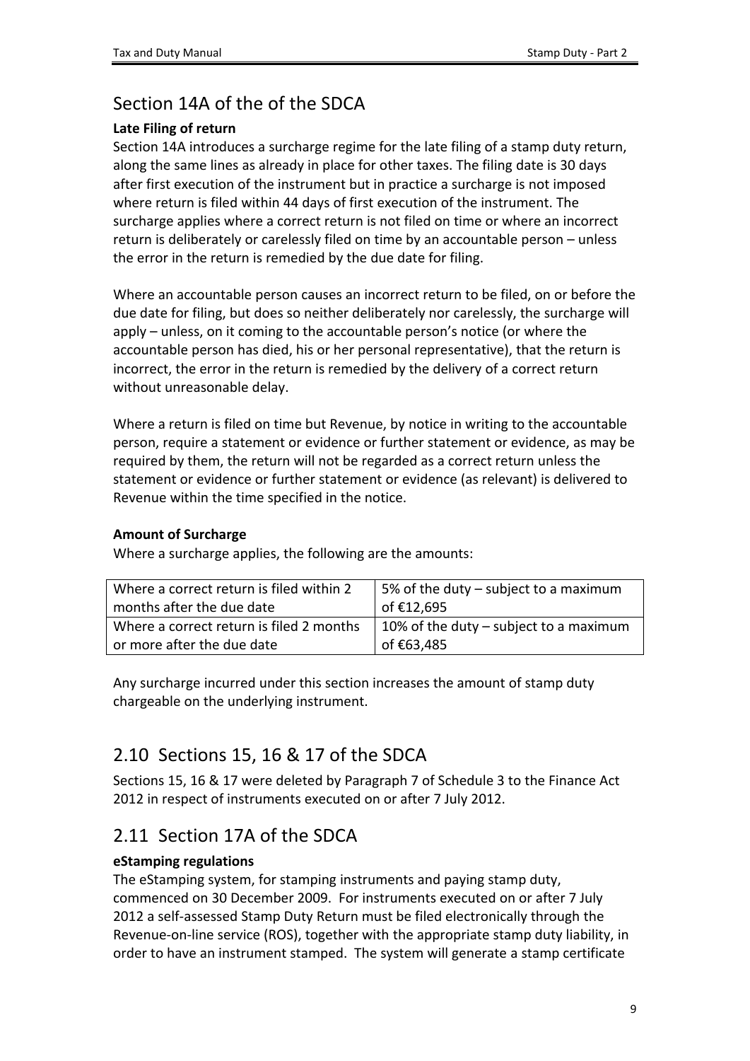## Section 14A of the of the SDCA

**Late Filing of return**

Section 14A introduces a surcharge regime for the late filing of a stamp duty return, along the same lines as already in place for other taxes. The filing date is 30 days after first execution of the instrument but in practice a surcharge is not imposed where return is filed within 44 days of first execution of the instrument. The surcharge applies where a correct return is not filed on time or where an incorrect return is deliberately or carelessly filed on time by an accountable person – unless the error in the return is remedied by the due date for filing.

Where an accountable person causes an incorrect return to be filed, on or before the due date for filing, but does so neither deliberately nor carelessly, the surcharge will apply – unless, on it coming to the accountable person's notice (or where the accountable person has died, his or her personal representative), that the return is incorrect, the error in the return is remedied by the delivery of a correct return without unreasonable delay.

Where a return is filed on time but Revenue, by notice in writing to the accountable person, require a statement or evidence or further statement or evidence, as may be required by them, the return will not be regarded as a correct return unless the statement or evidence or further statement or evidence (as relevant) is delivered to Revenue within the time specified in the notice.

**Amount of Surcharge**

Where a surcharge applies, the following are the amounts:

| | |
|---|---|
| Where a correct return is filed within 2 months after the due date | 5% of the duty – subject to a maximum of €12,695 |
| Where a correct return is filed 2 months or more after the due date | 10% of the duty – subject to a maximum of €63,485 |

Any surcharge incurred under this section increases the amount of stamp duty chargeable on the underlying instrument.

## 2.10 Sections 15, 16 & 17 of the SDCA

Sections 15, 16 & 17 were deleted by Paragraph 7 of Schedule 3 to the Finance Act 2012 in respect of instruments executed on or after 7 July 2012.

## 2.11 Section 17A of the SDCA

**eStamping regulations**

The eStamping system, for stamping instruments and paying stamp duty, commenced on 30 December 2009. For instruments executed on or after 7 July 2012 a self-assessed Stamp Duty Return must be filed electronically through the Revenue-on-line service (ROS), together with the appropriate stamp duty liability, in order to have an instrument stamped. The system will generate a stamp certificate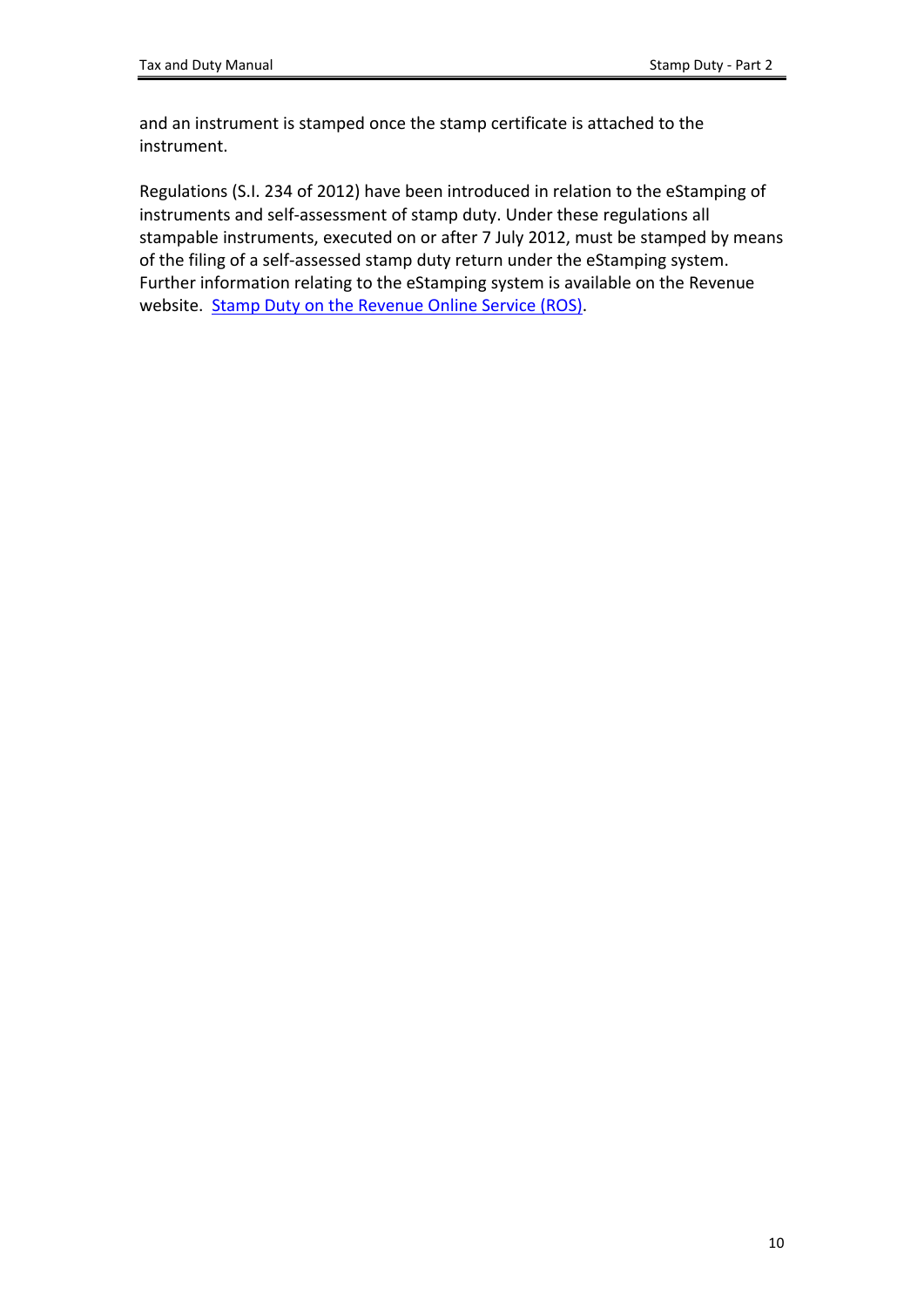and an instrument is stamped once the stamp certificate is attached to the instrument.

Regulations (S.I. 234 of 2012) have been introduced in relation to the eStamping of instruments and self-assessment of stamp duty. Under these regulations all stampable instruments, executed on or after 7 July 2012, must be stamped by means of the filing of a self-assessed stamp duty return under the eStamping system. Further information relating to the eStamping system is available on the Revenue website. Stamp Duty on the Revenue Online Service (ROS).